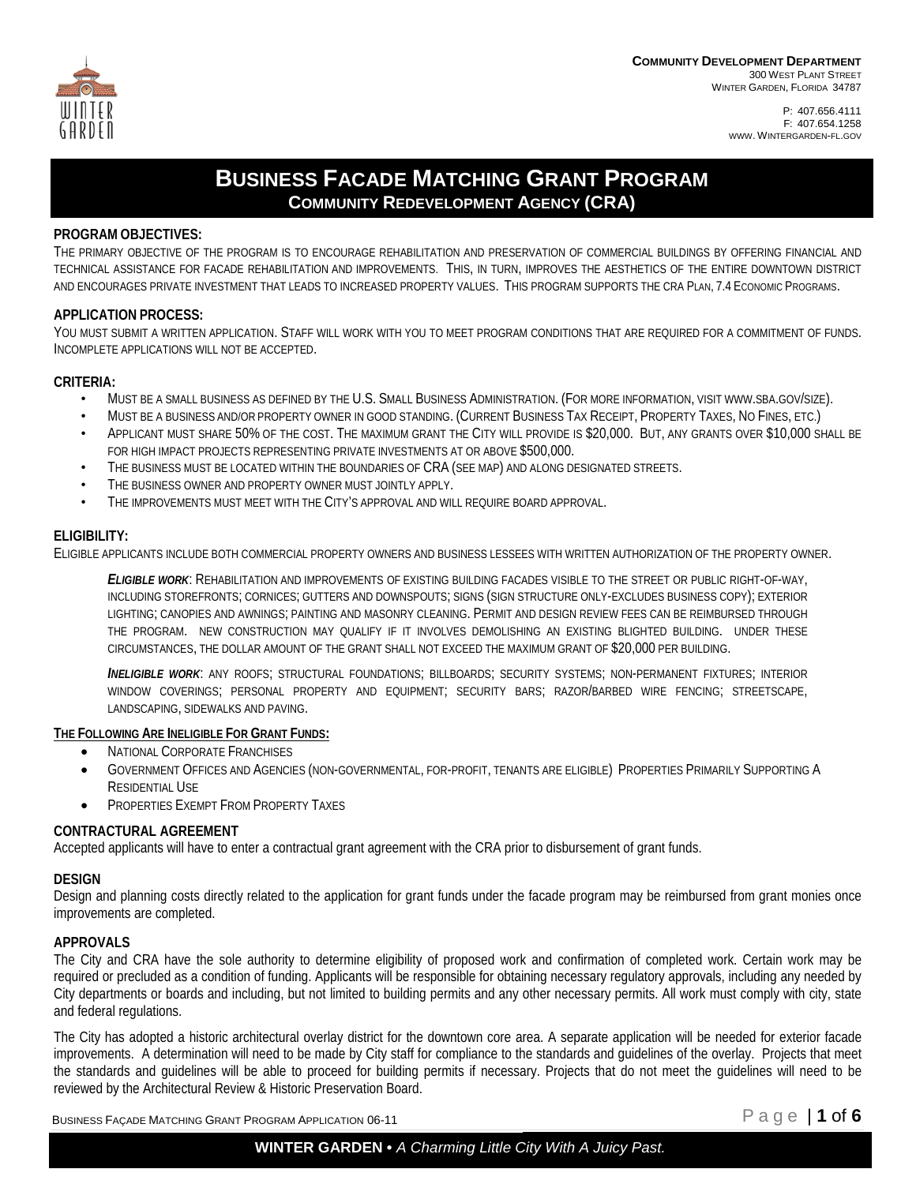**Community Development Department**
300 West Plant Street
Winter Garden, Florida 34787

P: 407.656.4111
F: 407.654.1258
www.Wintergarden-fl.gov

# Business Facade Matching Grant Program

## Community Redevelopment Agency (CRA)

**PROGRAM OBJECTIVES:**

The primary objective of the program is to encourage rehabilitation and preservation of commercial buildings by offering financial and technical assistance for facade rehabilitation and improvements. This, in turn, improves the aesthetics of the entire downtown district and encourages private investment that leads to increased property values. This program supports the CRA Plan, 7.4 Economic Programs.

**APPLICATION PROCESS:**

You must submit a written application. Staff will work with you to meet program conditions that are required for a commitment of funds. Incomplete applications will not be accepted.

**CRITERIA:**

- Must be a small business as defined by the U.S. Small Business Administration. (For more information, visit www.sba.gov/size).
- Must be a business and/or property owner in good standing. (Current Business Tax Receipt, Property Taxes, No Fines, etc.)
- Applicant must share 50% of the cost. The maximum grant the City will provide is $20,000. But, any grants over $10,000 shall be for high impact projects representing private investments at or above $500,000.
- The business must be located within the boundaries of CRA (see map) and along designated streets.
- The business owner and property owner must jointly apply.
- The improvements must meet with the City's approval and will require board approval.

**ELIGIBILITY:**

Eligible applicants include both commercial property owners and business lessees with written authorization of the property owner.

***Eligible work***: Rehabilitation and improvements of existing building facades visible to the street or public right-of-way, including storefronts; cornices; gutters and downspouts; signs (sign structure only-excludes business copy); exterior lighting; canopies and awnings; painting and masonry cleaning. Permit and design review fees can be reimbursed through the program. New construction may qualify if it involves demolishing an existing blighted building. Under these circumstances, the dollar amount of the grant shall not exceed the maximum grant of $20,000 per building.

***Ineligible work***: Any roofs; structural foundations; billboards; security systems; non-permanent fixtures; interior window coverings; personal property and equipment; security bars; razor/barbed wire fencing; streetscape, landscaping, sidewalks and paving.

**The Following Are Ineligible For Grant Funds:**

- National Corporate Franchises
- Government Offices and Agencies (non-governmental, for-profit, tenants are eligible) Properties Primarily Supporting A Residential Use
- Properties Exempt From Property Taxes

**CONTRACTURAL AGREEMENT**

Accepted applicants will have to enter a contractual grant agreement with the CRA prior to disbursement of grant funds.

**DESIGN**

Design and planning costs directly related to the application for grant funds under the facade program may be reimbursed from grant monies once improvements are completed.

**APPROVALS**

The City and CRA have the sole authority to determine eligibility of proposed work and confirmation of completed work. Certain work may be required or precluded as a condition of funding. Applicants will be responsible for obtaining necessary regulatory approvals, including any needed by City departments or boards and including, but not limited to building permits and any other necessary permits. All work must comply with city, state and federal regulations.

The City has adopted a historic architectural overlay district for the downtown core area. A separate application will be needed for exterior facade improvements. A determination will need to be made by City staff for compliance to the standards and guidelines of the overlay. Projects that meet the standards and guidelines will be able to proceed for building permits if necessary. Projects that do not meet the guidelines will need to be reviewed by the Architectural Review & Historic Preservation Board.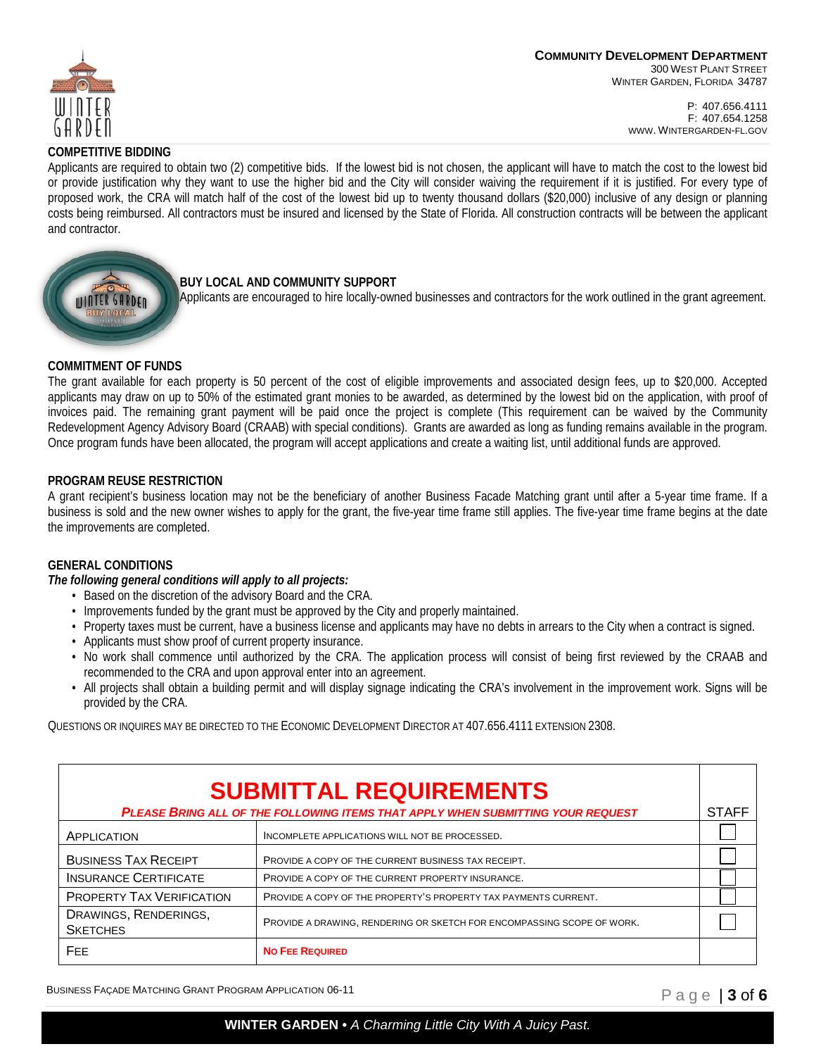**COMMUNITY DEVELOPMENT DEPARTMENT**
300 WEST PLANT STREET
WINTER GARDEN, FLORIDA 34787

P: 407.656.4111
F: 407.654.1258
WWW.WINTERGARDEN-FL.GOV

## COMPETITIVE BIDDING

Applicants are required to obtain two (2) competitive bids. If the lowest bid is not chosen, the applicant will have to match the cost to the lowest bid or provide justification why they want to use the higher bid and the City will consider waiving the requirement if it is justified. For every type of proposed work, the CRA will match half of the cost of the lowest bid up to twenty thousand dollars ($20,000) inclusive of any design or planning costs being reimbursed. All contractors must be insured and licensed by the State of Florida. All construction contracts will be between the applicant and contractor.

## BUY LOCAL AND COMMUNITY SUPPORT

Applicants are encouraged to hire locally-owned businesses and contractors for the work outlined in the grant agreement.

## COMMITMENT OF FUNDS

The grant available for each property is 50 percent of the cost of eligible improvements and associated design fees, up to $20,000. Accepted applicants may draw on up to 50% of the estimated grant monies to be awarded, as determined by the lowest bid on the application, with proof of invoices paid. The remaining grant payment will be paid once the project is complete (This requirement can be waived by the Community Redevelopment Agency Advisory Board (CRAAB) with special conditions). Grants are awarded as long as funding remains available in the program. Once program funds have been allocated, the program will accept applications and create a waiting list, until additional funds are approved.

## PROGRAM REUSE RESTRICTION

A grant recipient's business location may not be the beneficiary of another Business Facade Matching grant until after a 5-year time frame. If a business is sold and the new owner wishes to apply for the grant, the five-year time frame still applies. The five-year time frame begins at the date the improvements are completed.

## GENERAL CONDITIONS

***The following general conditions will apply to all projects:***

- Based on the discretion of the advisory Board and the CRA.
- Improvements funded by the grant must be approved by the City and properly maintained.
- Property taxes must be current, have a business license and applicants may have no debts in arrears to the City when a contract is signed.
- Applicants must show proof of current property insurance.
- No work shall commence until authorized by the CRA. The application process will consist of being first reviewed by the CRAAB and recommended to the CRA and upon approval enter into an agreement.
- All projects shall obtain a building permit and will display signage indicating the CRA's involvement in the improvement work. Signs will be provided by the CRA.

QUESTIONS OR INQUIRES MAY BE DIRECTED TO THE ECONOMIC DEVELOPMENT DIRECTOR AT 407.656.4111 EXTENSION 2308.

| SUBMITTAL REQUIREMENTS<br>*PLEASE BRING ALL OF THE FOLLOWING ITEMS THAT APPLY WHEN SUBMITTING YOUR REQUEST* | | STAFF |
|---|---|---|
| APPLICATION | INCOMPLETE APPLICATIONS WILL NOT BE PROCESSED. | ☐ |
| BUSINESS TAX RECEIPT | PROVIDE A COPY OF THE CURRENT BUSINESS TAX RECEIPT. | ☐ |
| INSURANCE CERTIFICATE | PROVIDE A COPY OF THE CURRENT PROPERTY INSURANCE. | ☐ |
| PROPERTY TAX VERIFICATION | PROVIDE A COPY OF THE PROPERTY'S PROPERTY TAX PAYMENTS CURRENT. | ☐ |
| DRAWINGS, RENDERINGS, SKETCHES | PROVIDE A DRAWING, RENDERING OR SKETCH FOR ENCOMPASSING SCOPE OF WORK. | ☐ |
| FEE | **NO FEE REQUIRED** | |

BUSINESS FAÇADE MATCHING GRANT PROGRAM APPLICATION 06-11

**WINTER GARDEN** • *A Charming Little City With A Juicy Past.*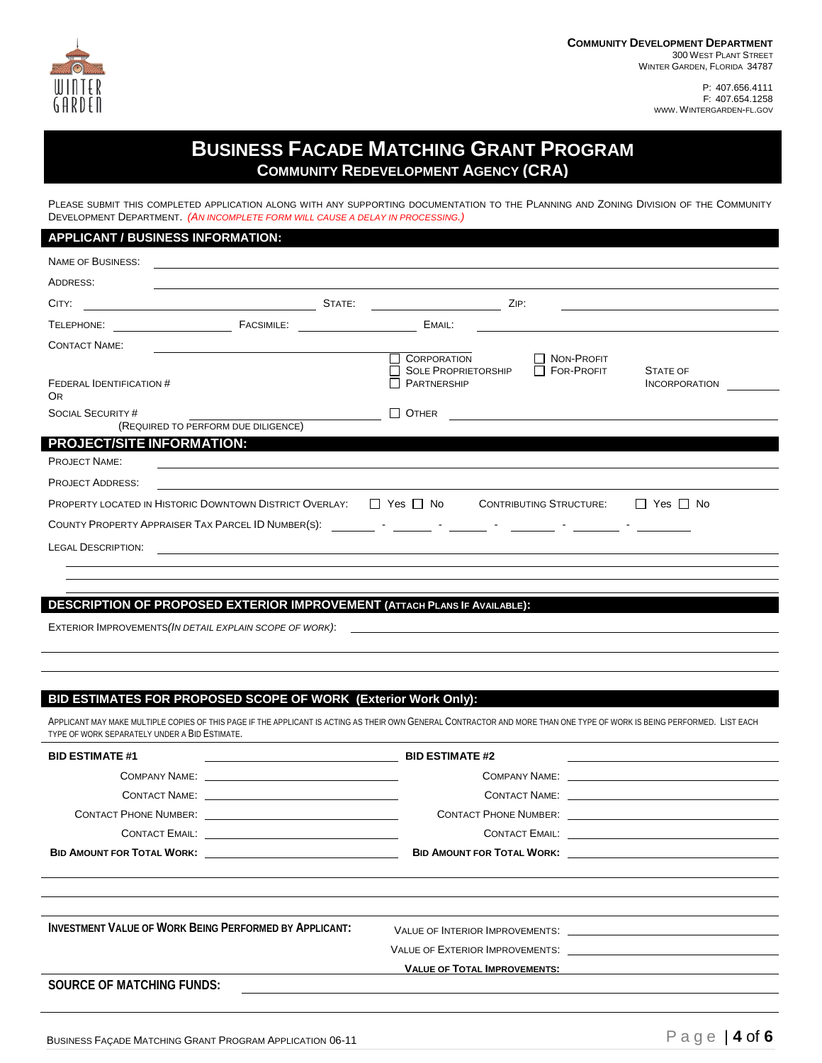**Community Development Department**
300 West Plant Street
Winter Garden, Florida 34787

P: 407.656.4111
F: 407.654.1258
www.wintergarden-fl.gov

# Business Facade Matching Grant Program
## Community Redevelopment Agency (CRA)

Please submit this completed application along with any supporting documentation to the Planning and Zoning Division of the Community Development Department. *(An incomplete form will cause a delay in processing.)*

## APPLICANT / BUSINESS INFORMATION:

Name of Business: ____________________

Address: ____________________

City: ____________ State: ____________ Zip: ____________

Telephone: ____________ Facsimile: ____________ Email: ____________

Contact Name: ____________________

☐ Corporation ☐ Non-Profit
☐ Sole Proprietorship ☐ For-Profit
☐ Partnership

Federal Identification #
Or
Social Security # ____________________
(Required to perform due diligence)

State of Incorporation ____________

☐ Other ____________________

## PROJECT/SITE INFORMATION:

Project Name: ____________________

Project Address: ____________________

Property located in Historic Downtown District Overlay: ☐ Yes ☐ No Contributing Structure: ☐ Yes ☐ No

County Property Appraiser Tax Parcel ID Number(s): ______ - ______ - ______ - ______ - ______ - ______

Legal Description: ____________________

## DESCRIPTION OF PROPOSED EXTERIOR IMPROVEMENT (Attach Plans if Available):

Exterior Improvements*(In detail explain scope of work)*: ____________________

## BID ESTIMATES FOR PROPOSED SCOPE OF WORK (Exterior Work Only):

Applicant may make multiple copies of this page if the applicant is acting as their own General Contractor and more than one type of work is being performed. List each type of work separately under a Bid Estimate.

| **BID ESTIMATE #1** | | **BID ESTIMATE #2** | |
|---|---|---|---|
| Company Name: | | Company Name: | |
| Contact Name: | | Contact Name: | |
| Contact Phone Number: | | Contact Phone Number: | |
| Contact Email: | | Contact Email: | |
| **Bid Amount for Total Work:** | | **Bid Amount for Total Work:** | |

**INVESTMENT VALUE OF WORK BEING PERFORMED BY APPLICANT:**

Value of Interior Improvements: ____________

Value of Exterior Improvements: ____________

**Value of Total Improvements:** ____________

**SOURCE OF MATCHING FUNDS:** ____________________

Business Façade Matching Grant Program Application 06-11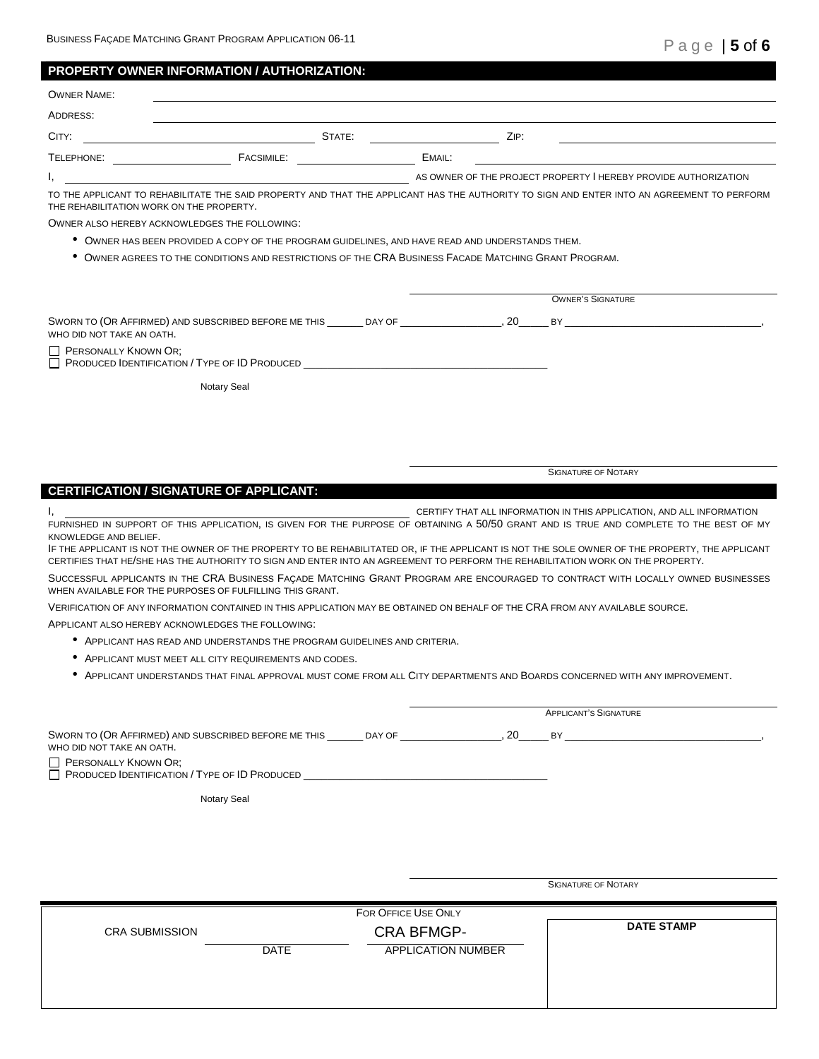## PROPERTY OWNER INFORMATION / AUTHORIZATION:

OWNER NAME: ____________________

ADDRESS: ____________________

CITY: ____________________ STATE: ____________________ ZIP: ____________________

TELEPHONE: ____________________ FACSIMILE: ____________________ EMAIL: ____________________

I, ____________________ AS OWNER OF THE PROJECT PROPERTY I HEREBY PROVIDE AUTHORIZATION TO THE APPLICANT TO REHABILITATE THE SAID PROPERTY AND THAT THE APPLICANT HAS THE AUTHORITY TO SIGN AND ENTER INTO AN AGREEMENT TO PERFORM THE REHABILITATION WORK ON THE PROPERTY.

OWNER ALSO HEREBY ACKNOWLEDGES THE FOLLOWING:

- OWNER HAS BEEN PROVIDED A COPY OF THE PROGRAM GUIDELINES, AND HAVE READ AND UNDERSTANDS THEM.
- OWNER AGREES TO THE CONDITIONS AND RESTRICTIONS OF THE CRA BUSINESS FACADE MATCHING GRANT PROGRAM.

____________________
OWNER'S SIGNATURE

SWORN TO (OR AFFIRMED) AND SUBSCRIBED BEFORE ME THIS ______ DAY OF ________________, 20_____ BY ________________________________, WHO DID NOT TAKE AN OATH.

☐ PERSONALLY KNOWN OR;
☐ PRODUCED IDENTIFICATION / TYPE OF ID PRODUCED ____________________

Notary Seal

____________________
SIGNATURE OF NOTARY

## CERTIFICATION / SIGNATURE OF APPLICANT:

I, ____________________ CERTIFY THAT ALL INFORMATION IN THIS APPLICATION, AND ALL INFORMATION FURNISHED IN SUPPORT OF THIS APPLICATION, IS GIVEN FOR THE PURPOSE OF OBTAINING A 50/50 GRANT AND IS TRUE AND COMPLETE TO THE BEST OF MY KNOWLEDGE AND BELIEF.

IF THE APPLICANT IS NOT THE OWNER OF THE PROPERTY TO BE REHABILITATED OR, IF THE APPLICANT IS NOT THE SOLE OWNER OF THE PROPERTY, THE APPLICANT CERTIFIES THAT HE/SHE HAS THE AUTHORITY TO SIGN AND ENTER INTO AN AGREEMENT TO PERFORM THE REHABILITATION WORK ON THE PROPERTY.

SUCCESSFUL APPLICANTS IN THE CRA BUSINESS FAÇADE MATCHING GRANT PROGRAM ARE ENCOURAGED TO CONTRACT WITH LOCALLY OWNED BUSINESSES WHEN AVAILABLE FOR THE PURPOSES OF FULFILLING THIS GRANT.

VERIFICATION OF ANY INFORMATION CONTAINED IN THIS APPLICATION MAY BE OBTAINED ON BEHALF OF THE CRA FROM ANY AVAILABLE SOURCE.

APPLICANT ALSO HEREBY ACKNOWLEDGES THE FOLLOWING:

- APPLICANT HAS READ AND UNDERSTANDS THE PROGRAM GUIDELINES AND CRITERIA.
- APPLICANT MUST MEET ALL CITY REQUIREMENTS AND CODES.
- APPLICANT UNDERSTANDS THAT FINAL APPROVAL MUST COME FROM ALL CITY DEPARTMENTS AND BOARDS CONCERNED WITH ANY IMPROVEMENT.

____________________
APPLICANT'S SIGNATURE

SWORN TO (OR AFFIRMED) AND SUBSCRIBED BEFORE ME THIS ______ DAY OF ________________, 20_____ BY ________________________________, WHO DID NOT TAKE AN OATH.

☐ PERSONALLY KNOWN OR;
☐ PRODUCED IDENTIFICATION / TYPE OF ID PRODUCED ____________________

Notary Seal

____________________
SIGNATURE OF NOTARY

FOR OFFICE USE ONLY

| CRA SUBMISSION | ____________ DATE | CRA BFMGP- ____________ APPLICATION NUMBER | DATE STAMP |
|---|---|---|---|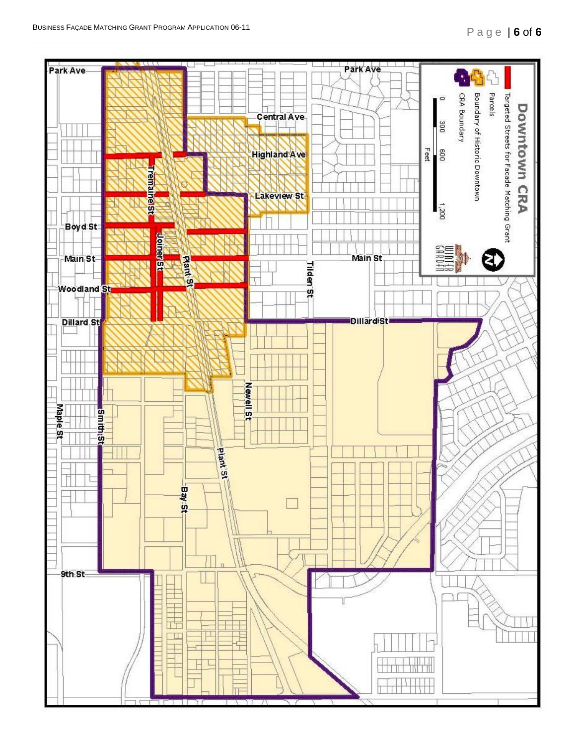Downtown CRA

Targeted Streets for Facade Matching Grant

Parcels

Boundary of Historic Downtown

CRA Boundary

0 300 600 1,200

Feet

WINTER GARDEN

Park Ave

Park Ave

Central Ave

Highland Ave

Lakeview St

Boyd St

Main St

Main St

Woodland St

Dillard St

Dillard St

Tremaine St

Joiner St

Plant St

Tilden St

Newell St

Maple St

Smith St

Plant St

Bay St

9th St